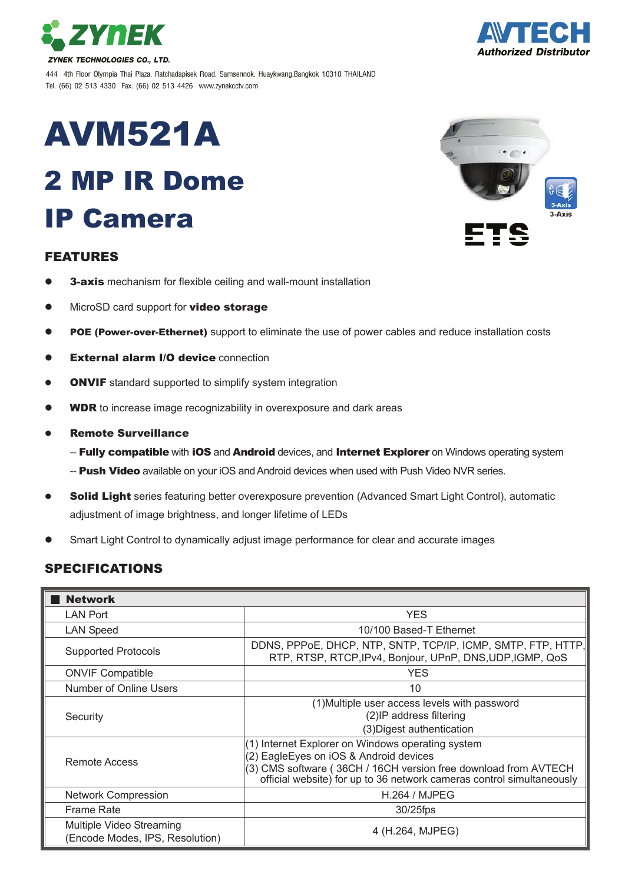**ZYNEK**

*ZYNEK TECHNOLOGIES CO., LTD.*

444 4th Floor Olympia Thai Plaza, Ratchadapisek Road, Samsennok, Huaykwang,Bangkok 10310 THAILAND
Tel. (66) 02 513 4330 Fax. (66) 02 513 4426 www.zynekcctv.com

**AVTECH**
*Authorized Distributor*

# AVM521A

# 2 MP IR Dome IP Camera

3-Axis

ETS

## FEATURES

- **3-axis** mechanism for flexible ceiling and wall-mount installation
- MicroSD card support for **video storage**
- **POE (Power-over-Ethernet)** support to eliminate the use of power cables and reduce installation costs
- **External alarm I/O device** connection
- **ONVIF** standard supported to simplify system integration
- **WDR** to increase image recognizability in overexposure and dark areas
- **Remote Surveillance**
  - -- **Fully compatible** with **iOS** and **Android** devices, and **Internet Explorer** on Windows operating system
  - -- **Push Video** available on your iOS and Android devices when used with Push Video NVR series.
- **Solid Light** series featuring better overexposure prevention (Advanced Smart Light Control), automatic adjustment of image brightness, and longer lifetime of LEDs
- Smart Light Control to dynamically adjust image performance for clear and accurate images

## SPECIFICATIONS

| **Network** | |
|---|---|
| LAN Port | YES |
| LAN Speed | 10/100 Based-T Ethernet |
| Supported Protocols | DDNS, PPPoE, DHCP, NTP, SNTP, TCP/IP, ICMP, SMTP, FTP, HTTP, RTP, RTSP, RTCP,IPv4, Bonjour, UPnP, DNS,UDP,IGMP, QoS |
| ONVIF Compatible | YES |
| Number of Online Users | 10 |
| Security | (1)Multiple user access levels with password<br>(2)IP address filtering<br>(3)Digest authentication |
| Remote Access | (1) Internet Explorer on Windows operating system<br>(2) EagleEyes on iOS & Android devices<br>(3) CMS software ( 36CH / 16CH version free download from AVTECH official website) for up to 36 network cameras control simultaneously |
| Network Compression | H.264 / MJPEG |
| Frame Rate | 30/25fps |
| Multiple Video Streaming (Encode Modes, IPS, Resolution) | 4 (H.264, MJPEG) |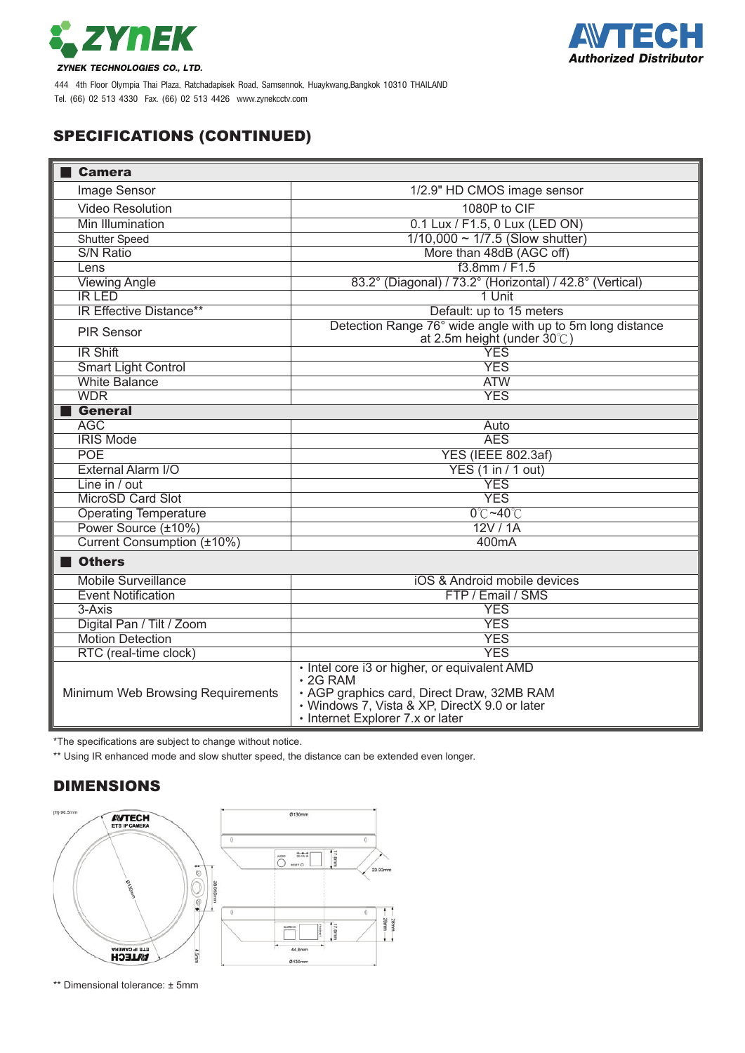ZYNEK TECHNOLOGIES CO., LTD.

444 4th Floor Olympia Thai Plaza, Ratchadapisek Road, Samsennok, Huaykwang.Bangkok 10310 THAILAND
Tel. (66) 02 513 4330 Fax. (66) 02 513 4426 www.zynekcctv.com

AVTECH Authorized Distributor

## SPECIFICATIONS (CONTINUED)

| | |
|---|---|
| **Camera** | |
| Image Sensor | 1/2.9" HD CMOS image sensor |
| Video Resolution | 1080P to CIF |
| Min Illumination | 0.1 Lux / F1.5, 0 Lux (LED ON) |
| Shutter Speed | 1/10,000 ~ 1/7.5 (Slow shutter) |
| S/N Ratio | More than 48dB (AGC off) |
| Lens | f3.8mm / F1.5 |
| Viewing Angle | 83.2° (Diagonal) / 73.2° (Horizontal) / 42.8° (Vertical) |
| IR LED | 1 Unit |
| IR Effective Distance** | Default: up to 15 meters |
| PIR Sensor | Detection Range 76° wide angle with up to 5m long distance at 2.5m height (under 30℃) |
| IR Shift | YES |
| Smart Light Control | YES |
| White Balance | ATW |
| WDR | YES |
| **General** | |
| AGC | Auto |
| IRIS Mode | AES |
| POE | YES (IEEE 802.3af) |
| External Alarm I/O | YES (1 in / 1 out) |
| Line in / out | YES |
| MicroSD Card Slot | YES |
| Operating Temperature | 0℃~40℃ |
| Power Source (±10%) | 12V / 1A |
| Current Consumption (±10%) | 400mA |
| **Others** | |
| Mobile Surveillance | iOS & Android mobile devices |
| Event Notification | FTP / Email / SMS |
| 3-Axis | YES |
| Digital Pan / Tilt / Zoom | YES |
| Motion Detection | YES |
| RTC (real-time clock) | YES |
| Minimum Web Browsing Requirements | • Intel core i3 or higher, or equivalent AMD<br>• 2G RAM<br>• AGP graphics card, Direct Draw, 32MB RAM<br>• Windows 7, Vista & XP, DirectX 9.0 or later<br>• Internet Explorer 7.x or later |

*The specifications are subject to change without notice.

** Using IR enhanced mode and slow shutter speed, the distance can be extended even longer.

## DIMENSIONS

(H) 96.5mm
AVTECH ETS IP CAMERA
Ø130mm
38.90mm
4.5mm
17.6mm
23.00mm
29mm
44.8mm
Ø136mm

** Dimensional tolerance: ± 5mm